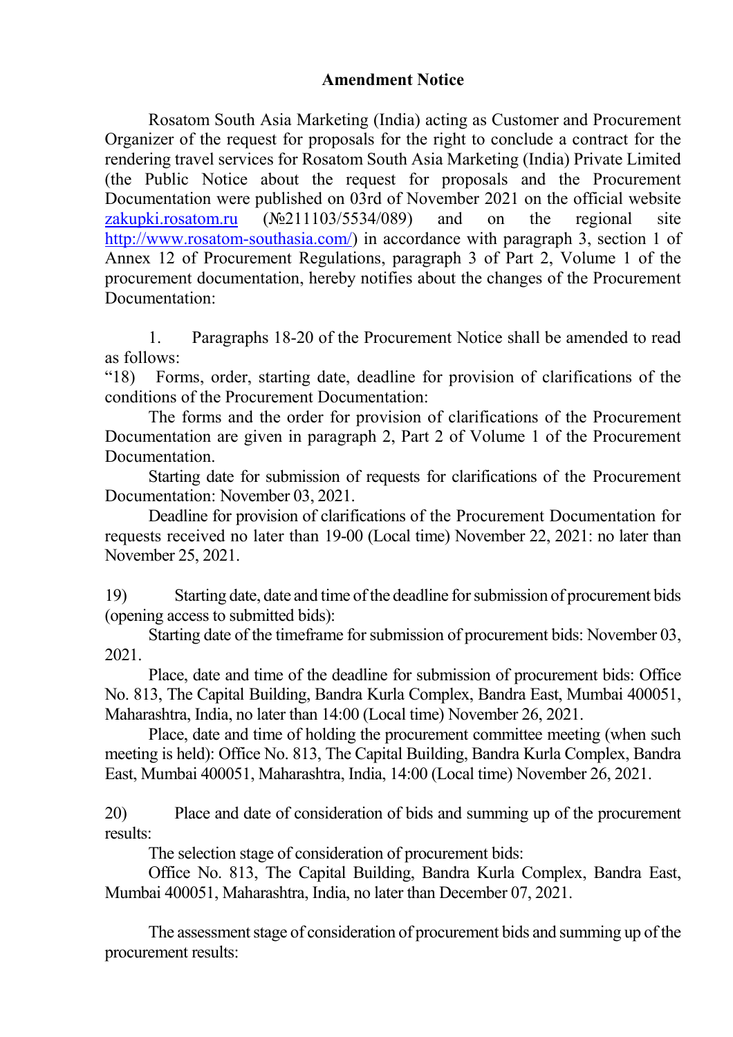# Amendment Notice

Rosatom South Asia Marketing (India) acting as Customer and Procurement Organizer of the request for proposals for the right to conclude a contract for the rendering travel services for Rosatom South Asia Marketing (India) Private Limited (the Public Notice about the request for proposals and the Procurement Documentation were published on 03rd of November 2021 on the official website zakupki.rosatom.ru (№211103/5534/089) and on the regional site http://www.rosatom-southasia.com/) in accordance with paragraph 3, section 1 of Annex 12 of Procurement Regulations, paragraph 3 of Part 2, Volume 1 of the procurement documentation, hereby notifies about the changes of the Procurement Documentation:

1. Paragraphs 18-20 of the Procurement Notice shall be amended to read as follows:

"18) Forms, order, starting date, deadline for provision of clarifications of the conditions of the Procurement Documentation:

The forms and the order for provision of clarifications of the Procurement Documentation are given in paragraph 2, Part 2 of Volume 1 of the Procurement Documentation.

Starting date for submission of requests for clarifications of the Procurement Documentation: November 03, 2021.

Deadline for provision of clarifications of the Procurement Documentation for requests received no later than 19-00 (Local time) November 22, 2021: no later than November 25, 2021.

19) Starting date, date and time of the deadline for submission of procurement bids (opening access to submitted bids):

Starting date of the timeframe for submission of procurement bids: November 03, 2021.

Place, date and time of the deadline for submission of procurement bids: Office No. 813, The Capital Building, Bandra Kurla Complex, Bandra East, Mumbai 400051, Maharashtra, India, no later than 14:00 (Local time) November 26, 2021.

Place, date and time of holding the procurement committee meeting (when such meeting is held): Office No. 813, The Capital Building, Bandra Kurla Complex, Bandra East, Mumbai 400051, Maharashtra, India, 14:00 (Local time) November 26, 2021.

20) Place and date of consideration of bids and summing up of the procurement results:

The selection stage of consideration of procurement bids:

Office No. 813, The Capital Building, Bandra Kurla Complex, Bandra East, Mumbai 400051, Maharashtra, India, no later than December 07, 2021.

The assessment stage of consideration of procurement bids and summing up of the procurement results: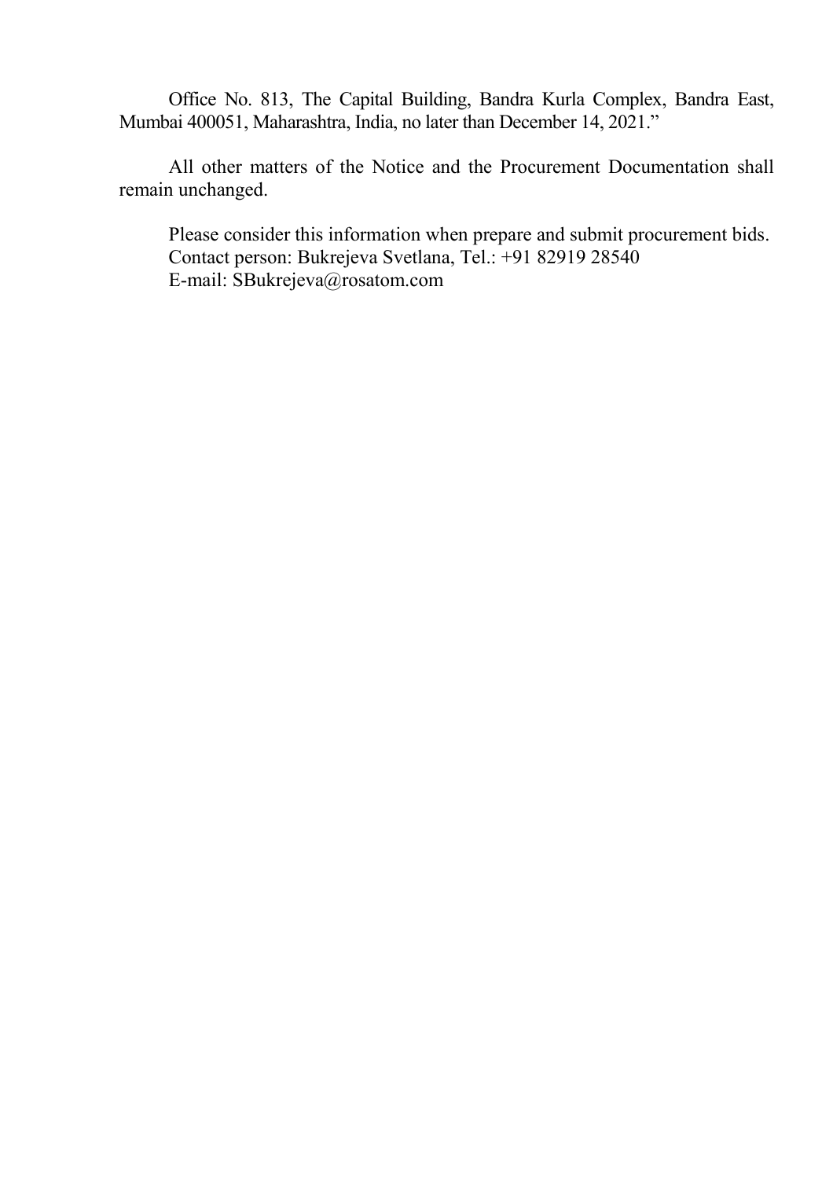Office No. 813, The Capital Building, Bandra Kurla Complex, Bandra East, Mumbai 400051, Maharashtra, India, no later than December 14, 2021."

All other matters of the Notice and the Procurement Documentation shall remain unchanged.

Please consider this information when prepare and submit procurement bids.
Contact person: Bukrejeva Svetlana, Tel.: +91 82919 28540
E-mail: SBukrejeva@rosatom.com